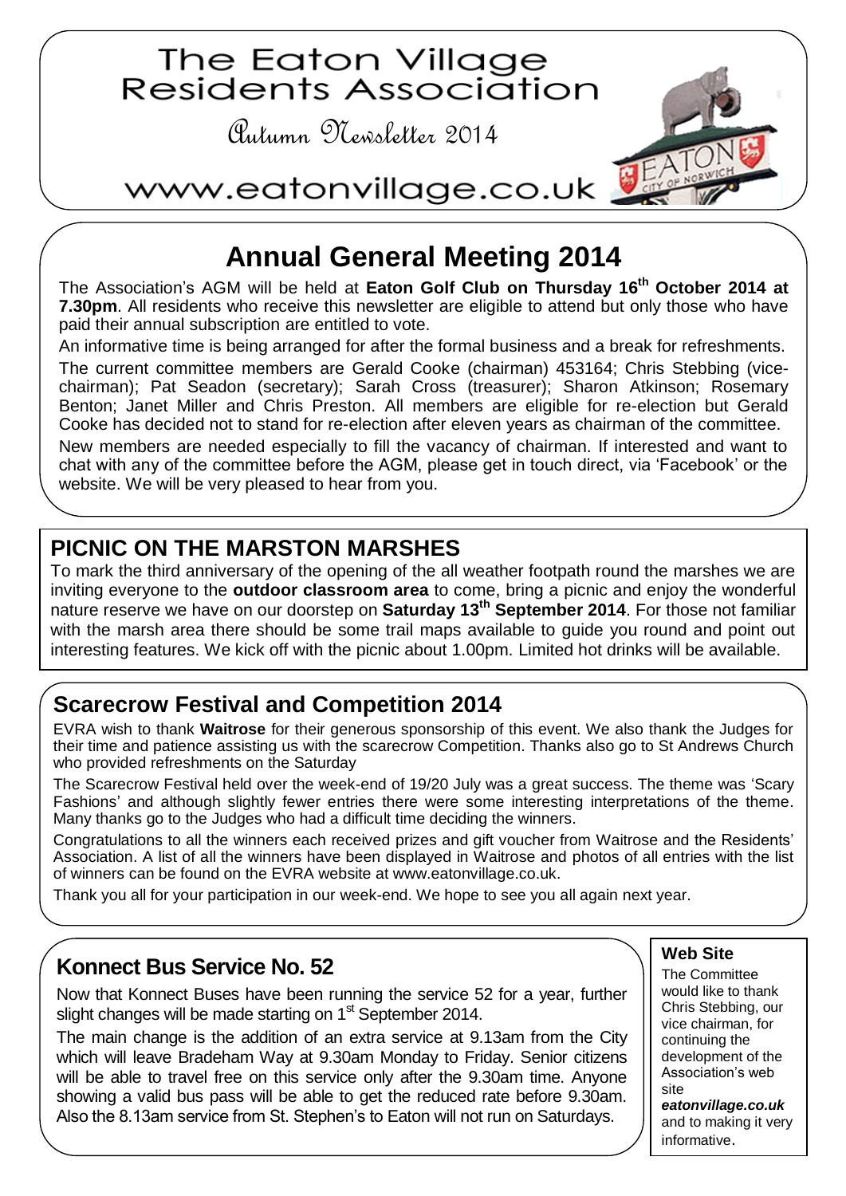# The Eaton Village Residents Association

Autumn Newsletter 2014

www.eatonvillage.co.uk

## Annual General Meeting 2014

The Association's AGM will be held at **Eaton Golf Club on Thursday 16th October 2014 at 7.30pm**. All residents who receive this newsletter are eligible to attend but only those who have paid their annual subscription are entitled to vote.

An informative time is being arranged for after the formal business and a break for refreshments.

The current committee members are Gerald Cooke (chairman) 453164; Chris Stebbing (vice-chairman); Pat Seadon (secretary); Sarah Cross (treasurer); Sharon Atkinson; Rosemary Benton; Janet Miller and Chris Preston. All members are eligible for re-election but Gerald Cooke has decided not to stand for re-election after eleven years as chairman of the committee.

New members are needed especially to fill the vacancy of chairman. If interested and want to chat with any of the committee before the AGM, please get in touch direct, via 'Facebook' or the website. We will be very pleased to hear from you.

## PICNIC ON THE MARSTON MARSHES

To mark the third anniversary of the opening of the all weather footpath round the marshes we are inviting everyone to the **outdoor classroom area** to come, bring a picnic and enjoy the wonderful nature reserve we have on our doorstep on **Saturday 13th September 2014**. For those not familiar with the marsh area there should be some trail maps available to guide you round and point out interesting features. We kick off with the picnic about 1.00pm. Limited hot drinks will be available.

## Scarecrow Festival and Competition 2014

EVRA wish to thank **Waitrose** for their generous sponsorship of this event. We also thank the Judges for their time and patience assisting us with the scarecrow Competition. Thanks also go to St Andrews Church who provided refreshments on the Saturday

The Scarecrow Festival held over the week-end of 19/20 July was a great success. The theme was 'Scary Fashions' and although slightly fewer entries there were some interesting interpretations of the theme. Many thanks go to the Judges who had a difficult time deciding the winners.

Congratulations to all the winners each received prizes and gift voucher from Waitrose and the Residents' Association. A list of all the winners have been displayed in Waitrose and photos of all entries with the list of winners can be found on the EVRA website at www.eatonvillage.co.uk.

Thank you all for your participation in our week-end. We hope to see you all again next year.

## Konnect Bus Service No. 52

Now that Konnect Buses have been running the service 52 for a year, further slight changes will be made starting on 1st September 2014.

The main change is the addition of an extra service at 9.13am from the City which will leave Bradeham Way at 9.30am Monday to Friday. Senior citizens will be able to travel free on this service only after the 9.30am time. Anyone showing a valid bus pass will be able to get the reduced rate before 9.30am. Also the 8.13am service from St. Stephen's to Eaton will not run on Saturdays.

### Web Site

The Committee would like to thank Chris Stebbing, our vice chairman, for continuing the development of the Association's web site ***eatonvillage.co.uk*** and to making it very informative.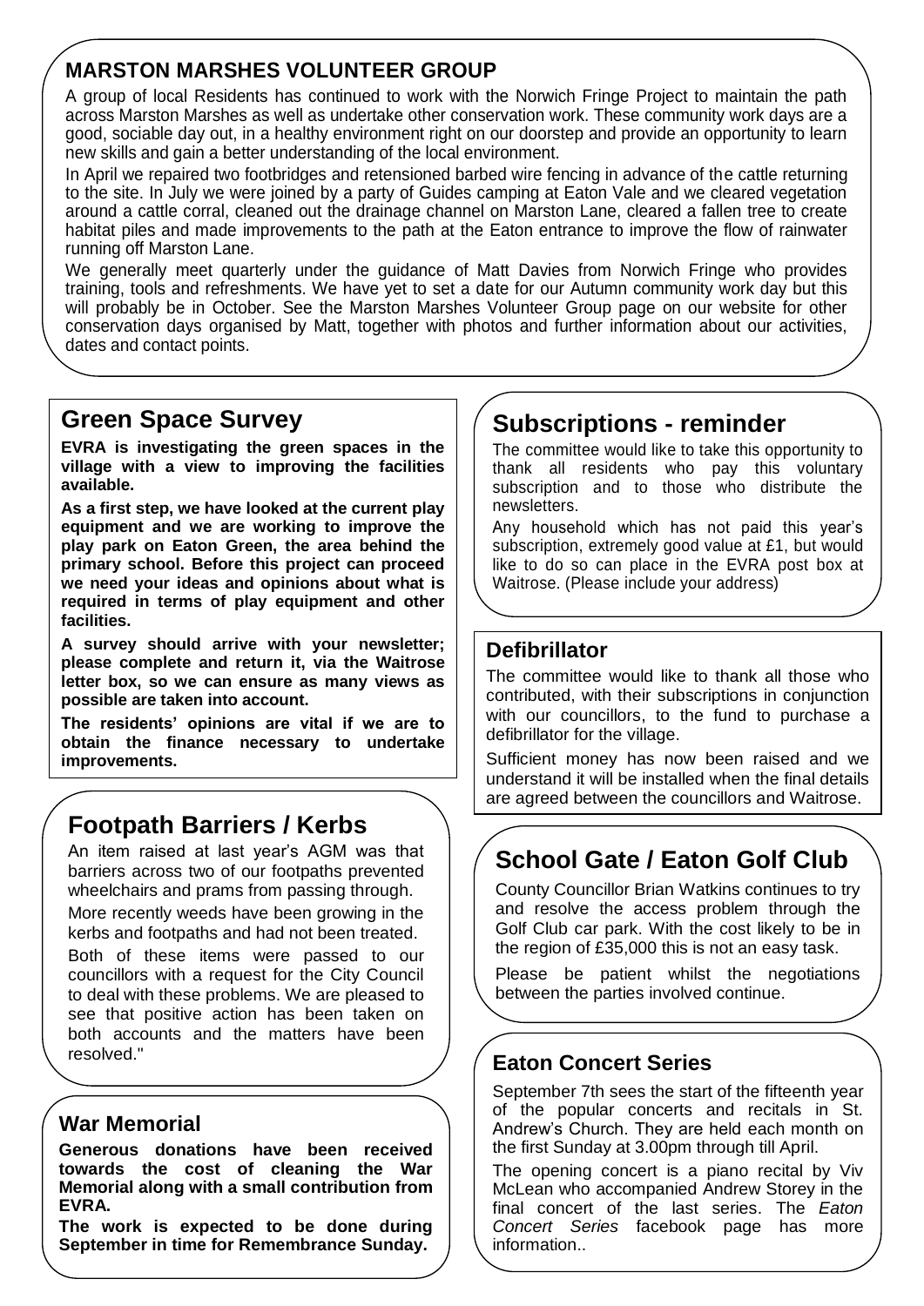## MARSTON MARSHES VOLUNTEER GROUP

A group of local Residents has continued to work with the Norwich Fringe Project to maintain the path across Marston Marshes as well as undertake other conservation work. These community work days are a good, sociable day out, in a healthy environment right on our doorstep and provide an opportunity to learn new skills and gain a better understanding of the local environment.

In April we repaired two footbridges and retensioned barbed wire fencing in advance of the cattle returning to the site. In July we were joined by a party of Guides camping at Eaton Vale and we cleared vegetation around a cattle corral, cleaned out the drainage channel on Marston Lane, cleared a fallen tree to create habitat piles and made improvements to the path at the Eaton entrance to improve the flow of rainwater running off Marston Lane.

We generally meet quarterly under the guidance of Matt Davies from Norwich Fringe who provides training, tools and refreshments. We have yet to set a date for our Autumn community work day but this will probably be in October. See the Marston Marshes Volunteer Group page on our website for other conservation days organised by Matt, together with photos and further information about our activities, dates and contact points.

## Green Space Survey

**EVRA is investigating the green spaces in the village with a view to improving the facilities available.**

**As a first step, we have looked at the current play equipment and we are working to improve the play park on Eaton Green, the area behind the primary school. Before this project can proceed we need your ideas and opinions about what is required in terms of play equipment and other facilities.**

**A survey should arrive with your newsletter; please complete and return it, via the Waitrose letter box, so we can ensure as many views as possible are taken into account.**

**The residents' opinions are vital if we are to obtain the finance necessary to undertake improvements.**

## Footpath Barriers / Kerbs

An item raised at last year's AGM was that barriers across two of our footpaths prevented wheelchairs and prams from passing through.

More recently weeds have been growing in the kerbs and footpaths and had not been treated.

Both of these items were passed to our councillors with a request for the City Council to deal with these problems. We are pleased to see that positive action has been taken on both accounts and the matters have been resolved."

## War Memorial

**Generous donations have been received towards the cost of cleaning the War Memorial along with a small contribution from EVRA.**

**The work is expected to be done during September in time for Remembrance Sunday.**

## Subscriptions - reminder

The committee would like to take this opportunity to thank all residents who pay this voluntary subscription and to those who distribute the newsletters.

Any household which has not paid this year's subscription, extremely good value at £1, but would like to do so can place in the EVRA post box at Waitrose. (Please include your address)

## Defibrillator

The committee would like to thank all those who contributed, with their subscriptions in conjunction with our councillors, to the fund to purchase a defibrillator for the village.

Sufficient money has now been raised and we understand it will be installed when the final details are agreed between the councillors and Waitrose.

## School Gate / Eaton Golf Club

County Councillor Brian Watkins continues to try and resolve the access problem through the Golf Club car park. With the cost likely to be in the region of £35,000 this is not an easy task.

Please be patient whilst the negotiations between the parties involved continue.

## Eaton Concert Series

September 7th sees the start of the fifteenth year of the popular concerts and recitals in St. Andrew's Church. They are held each month on the first Sunday at 3.00pm through till April.

The opening concert is a piano recital by Viv McLean who accompanied Andrew Storey in the final concert of the last series. The *Eaton Concert Series* facebook page has more information..